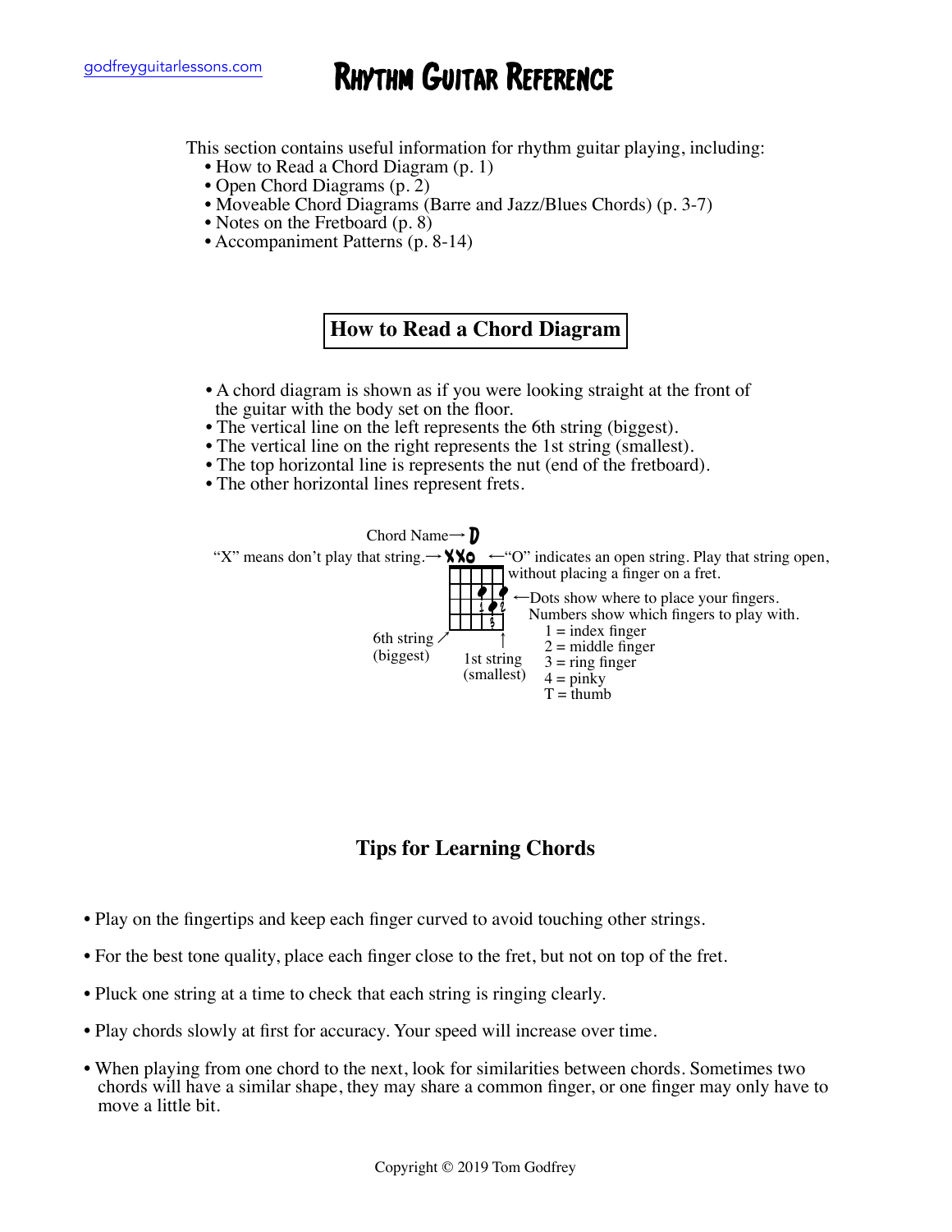godfreyguitarlessons.com

# Rhythm Guitar Reference

This section contains useful information for rhythm guitar playing, including:

- How to Read a Chord Diagram (p. 1)
- Open Chord Diagrams (p. 2)
- Moveable Chord Diagrams (Barre and Jazz/Blues Chords) (p. 3-7)
- Notes on the Fretboard (p. 8)
- Accompaniment Patterns (p. 8-14)

## How to Read a Chord Diagram

- A chord diagram is shown as if you were looking straight at the front of the guitar with the body set on the floor.
- The vertical line on the left represents the 6th string (biggest).
- The vertical line on the right represents the 1st string (smallest).
- The top horizontal line is represents the nut (end of the fretboard).
- The other horizontal lines represent frets.

Chord Name→ D

"X" means don't play that string.→ XXO ←"O" indicates an open string. Play that string open, without placing a finger on a fret.

←Dots show where to place your fingers. Numbers show which fingers to play with.

1 = index finger
2 = middle finger
3 = ring finger
4 = pinky
T = thumb

6th string (biggest)

1st string (smallest)

## Tips for Learning Chords

- Play on the fingertips and keep each finger curved to avoid touching other strings.
- For the best tone quality, place each finger close to the fret, but not on top of the fret.
- Pluck one string at a time to check that each string is ringing clearly.
- Play chords slowly at first for accuracy. Your speed will increase over time.
- When playing from one chord to the next, look for similarities between chords. Sometimes two chords will have a similar shape, they may share a common finger, or one finger may only have to move a little bit.

Copyright © 2019 Tom Godfrey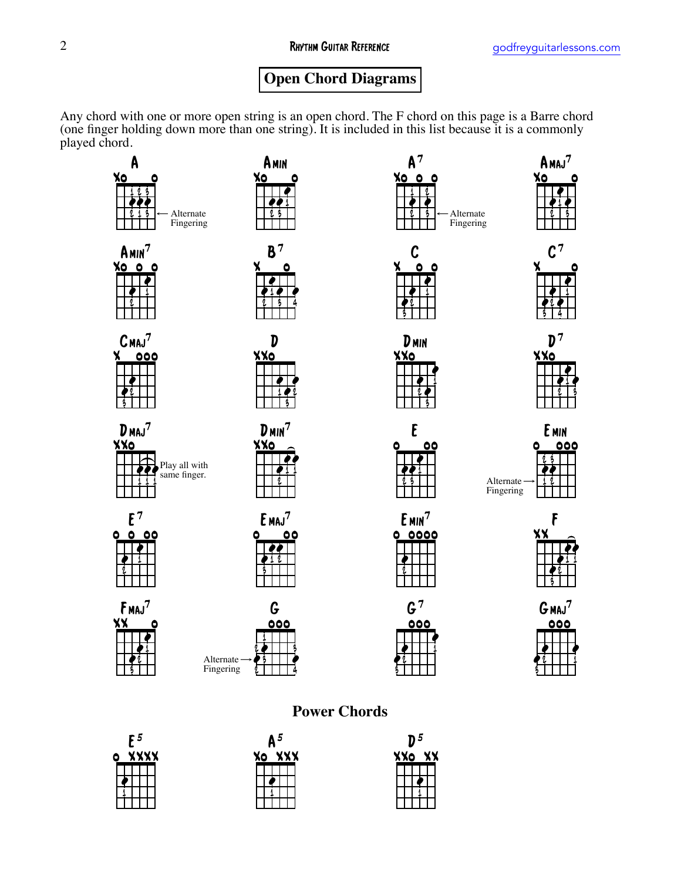## Open Chord Diagrams

Any chord with one or more open string is an open chord. The F chord on this page is a Barre chord (one finger holding down more than one string). It is included in this list because it is a commonly played chord.

A — Alternate Fingering

Amin

A7 — Alternate Fingering

Amaj7

Amin7

B7

C

C7

Cmaj7

D

Dmin

D7

Dmaj7 — Play all with same finger.

Dmin7

E

Emin — Alternate Fingering

E7

Emaj7

Emin7

F

Fmaj7

G — Alternate Fingering

G7

Gmaj7

## Power Chords

E5

A5

D5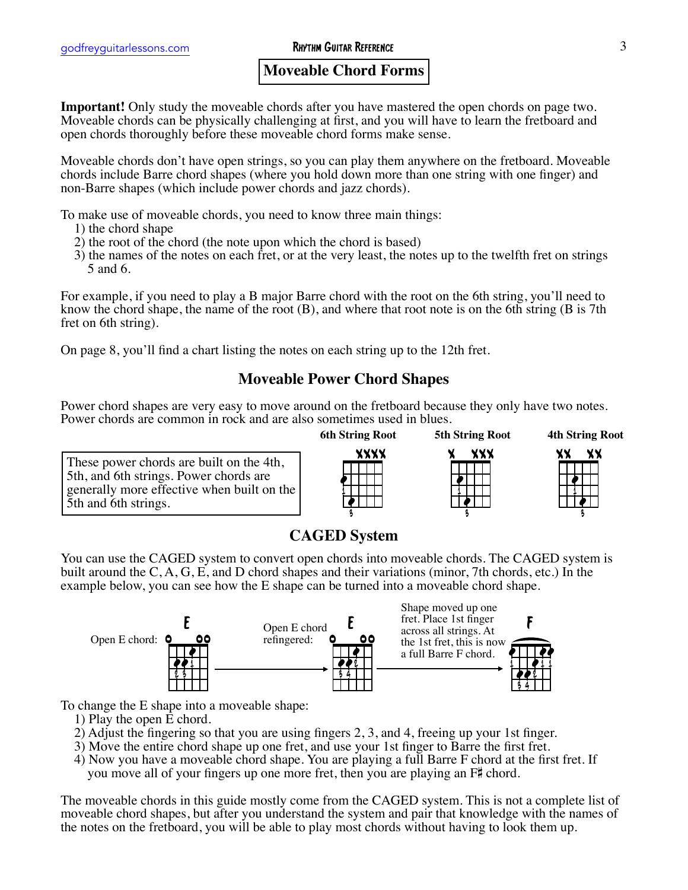# Moveable Chord Forms

**Important!** Only study the moveable chords after you have mastered the open chords on page two. Moveable chords can be physically challenging at first, and you will have to learn the fretboard and open chords thoroughly before these moveable chord forms make sense.

Moveable chords don't have open strings, so you can play them anywhere on the fretboard. Moveable chords include Barre chord shapes (where you hold down more than one string with one finger) and non-Barre shapes (which include power chords and jazz chords).

To make use of moveable chords, you need to know three main things:

1) the chord shape
2) the root of the chord (the note upon which the chord is based)
3) the names of the notes on each fret, or at the very least, the notes up to the twelfth fret on strings 5 and 6.

For example, if you need to play a B major Barre chord with the root on the 6th string, you'll need to know the chord shape, the name of the root (B), and where that root note is on the 6th string (B is 7th fret on 6th string).

On page 8, you'll find a chart listing the notes on each string up to the 12th fret.

## Moveable Power Chord Shapes

Power chord shapes are very easy to move around on the fretboard because they only have two notes. Power chords are common in rock and are also sometimes used in blues.

These power chords are built on the 4th, 5th, and 6th strings. Power chords are generally more effective when built on the 5th and 6th strings.

**6th String Root** **5th String Root** **4th String Root**

## CAGED System

You can use the CAGED system to convert open chords into moveable chords. The CAGED system is built around the C, A, G, E, and D chord shapes and their variations (minor, 7th chords, etc.) In the example below, you can see how the E shape can be turned into a moveable chord shape.

Open E chord: E

Open E chord refingered: E

Shape moved up one fret. Place 1st finger across all strings. At the 1st fret, this is now a full Barre F chord. F

To change the E shape into a moveable shape:

1) Play the open E chord.
2) Adjust the fingering so that you are using fingers 2, 3, and 4, freeing up your 1st finger.
3) Move the entire chord shape up one fret, and use your 1st finger to Barre the first fret.
4) Now you have a moveable chord shape. You are playing a full Barre F chord at the first fret. If you move all of your fingers up one more fret, then you are playing an F♯ chord.

The moveable chords in this guide mostly come from the CAGED system. This is not a complete list of moveable chord shapes, but after you understand the system and pair that knowledge with the names of the notes on the fretboard, you will be able to play most chords without having to look them up.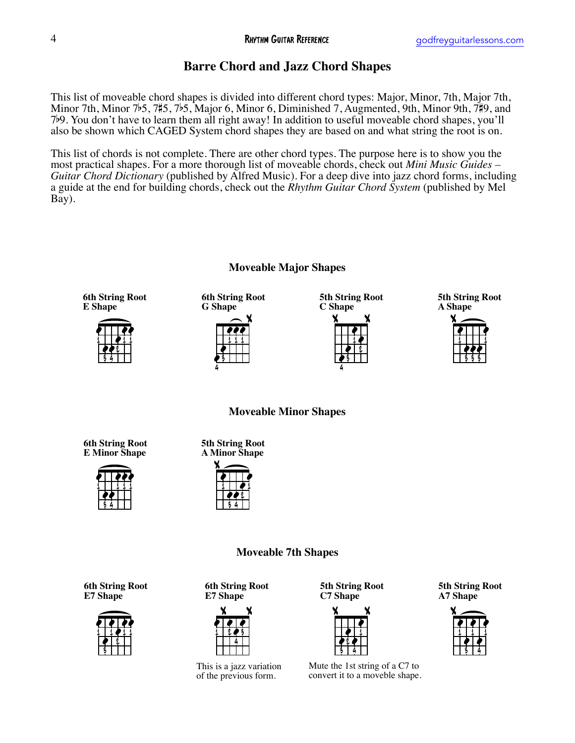# Barre Chord and Jazz Chord Shapes

This list of moveable chord shapes is divided into different chord types: Major, Minor, 7th, Major 7th, Minor 7th, Minor 7♭5, 7♯5, 7♭5, Major 6, Minor 6, Diminished 7, Augmented, 9th, Minor 9th, 7♯9, and 7♭9. You don't have to learn them all right away! In addition to useful moveable chord shapes, you'll also be shown which CAGED System chord shapes they are based on and what string the root is on.

This list of chords is not complete. There are other chord types. The purpose here is to show you the most practical shapes. For a more thorough list of moveable chords, check out *Mini Music Guides – Guitar Chord Dictionary* (published by Alfred Music). For a deep dive into jazz chord forms, including a guide at the end for building chords, check out the *Rhythm Guitar Chord System* (published by Mel Bay).

## Moveable Major Shapes

**6th String Root**
**E Shape**

**6th String Root**
**G Shape**

**5th String Root**
**C Shape**

**5th String Root**
**A Shape**

## Moveable Minor Shapes

**6th String Root**
**E Minor Shape**

**5th String Root**
**A Minor Shape**

## Moveable 7th Shapes

**6th String Root**
**E7 Shape**

**6th String Root**
**E7 Shape**

This is a jazz variation of the previous form.

**5th String Root**
**C7 Shape**

Mute the 1st string of a C7 to convert it to a moveble shape.

**5th String Root**
**A7 Shape**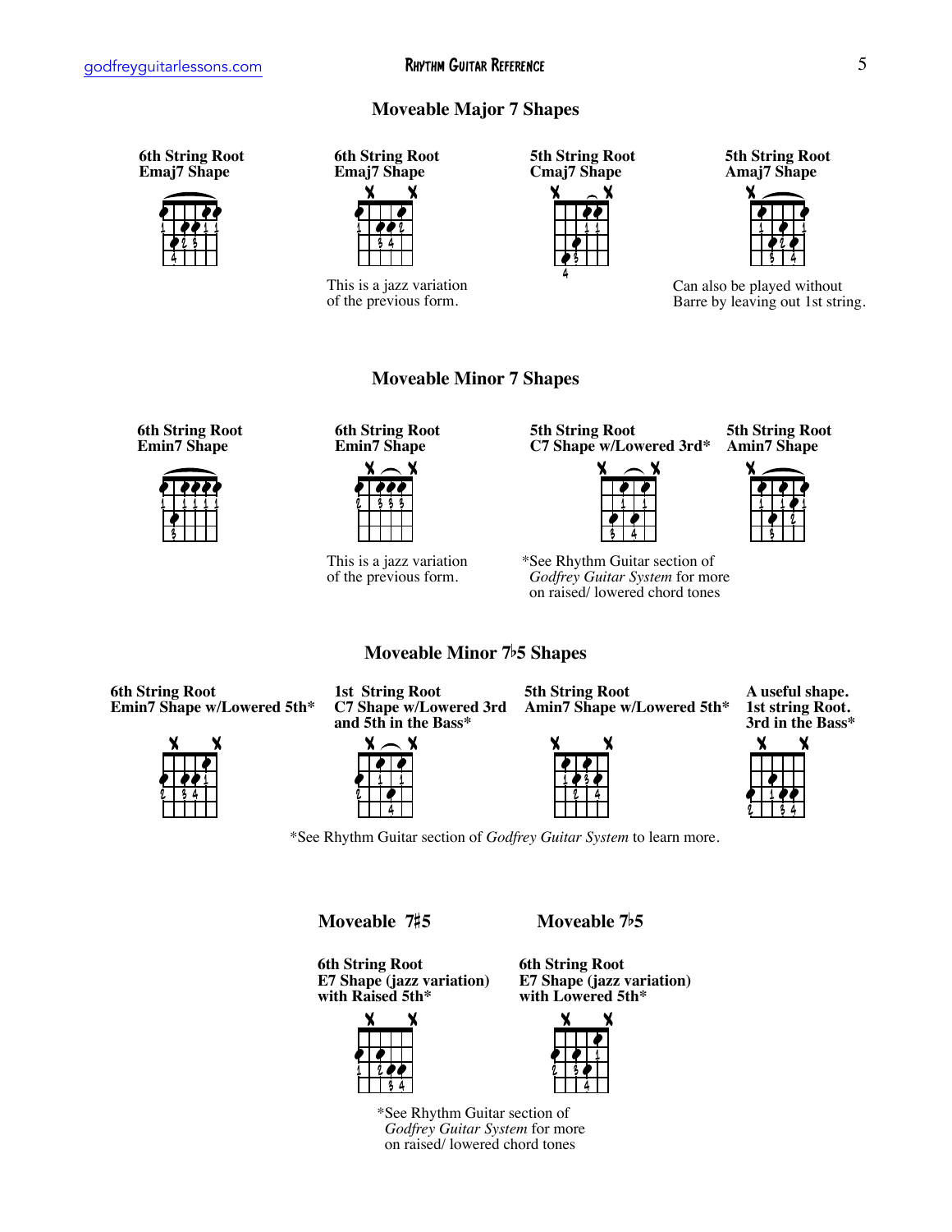## Moveable Major 7 Shapes

**6th String Root**
**Emaj7 Shape**

**6th String Root**
**Emaj7 Shape**

This is a jazz variation of the previous form.

**5th String Root**
**Cmaj7 Shape**

**5th String Root**
**Amaj7 Shape**

Can also be played without Barre by leaving out 1st string.

## Moveable Minor 7 Shapes

**6th String Root**
**Emin7 Shape**

**6th String Root**
**Emin7 Shape**

This is a jazz variation of the previous form.

**5th String Root**
**C7 Shape w/Lowered 3rd***

*See Rhythm Guitar section of *Godfrey Guitar System* for more on raised/ lowered chord tones

**5th String Root**
**Amin7 Shape**

## Moveable Minor 7♭5 Shapes

**6th String Root**
**Emin7 Shape w/Lowered 5th***

**1st String Root**
**C7 Shape w/Lowered 3rd and 5th in the Bass***

**5th String Root**
**Amin7 Shape w/Lowered 5th***

**A useful shape. 1st string Root. 3rd in the Bass***

*See Rhythm Guitar section of *Godfrey Guitar System* to learn more.

## Moveable 7♯5

**6th String Root**
**E7 Shape (jazz variation) with Raised 5th***

## Moveable 7♭5

**6th String Root**
**E7 Shape (jazz variation) with Lowered 5th***

*See Rhythm Guitar section of *Godfrey Guitar System* for more on raised/ lowered chord tones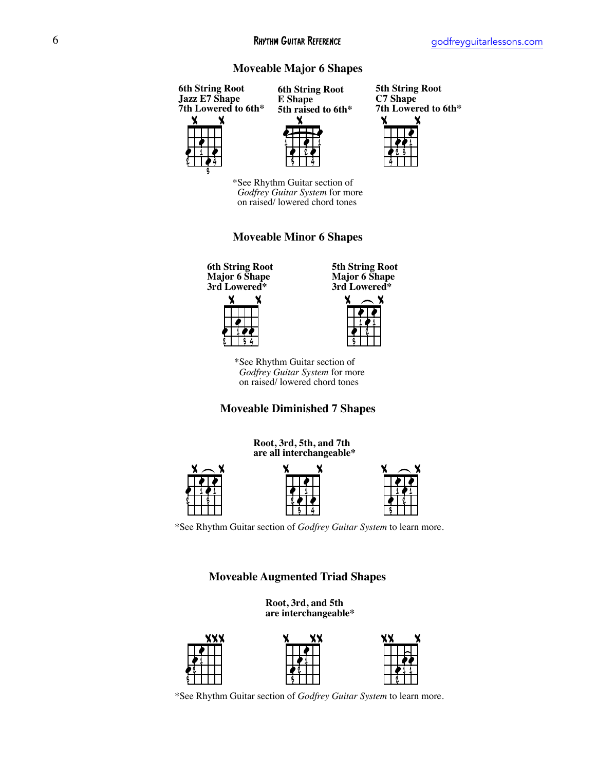## Moveable Major 6 Shapes

**6th String Root**
**Jazz E7 Shape**
**7th Lowered to 6th***

**6th String Root**
**E Shape**
**5th raised to 6th***

**5th String Root**
**C7 Shape**
**7th Lowered to 6th***

*See Rhythm Guitar section of *Godfrey Guitar System* for more on raised/ lowered chord tones

## Moveable Minor 6 Shapes

**6th String Root**
**Major 6 Shape**
**3rd Lowered***

**5th String Root**
**Major 6 Shape**
**3rd Lowered***

*See Rhythm Guitar section of *Godfrey Guitar System* for more on raised/ lowered chord tones

## Moveable Diminished 7 Shapes

**Root, 3rd, 5th, and 7th are all interchangeable***

*See Rhythm Guitar section of *Godfrey Guitar System* to learn more.

## Moveable Augmented Triad Shapes

**Root, 3rd, and 5th are interchangeable***

*See Rhythm Guitar section of *Godfrey Guitar System* to learn more.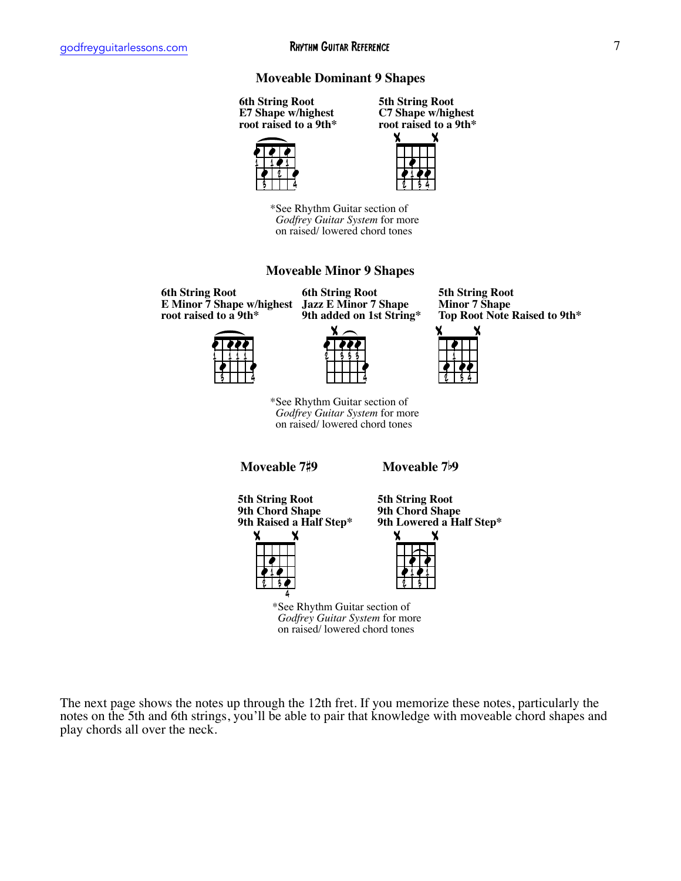## Moveable Dominant 9 Shapes

**6th String Root**
**E7 Shape w/highest root raised to a 9th***

**5th String Root**
**C7 Shape w/highest root raised to a 9th***

*See Rhythm Guitar section of *Godfrey Guitar System* for more on raised/ lowered chord tones

## Moveable Minor 9 Shapes

**6th String Root**
**E Minor 7 Shape w/highest root raised to a 9th***

**6th String Root**
**Jazz E Minor 7 Shape 9th added on 1st String***

**5th String Root**
**Minor 7 Shape Top Root Note Raised to 9th***

*See Rhythm Guitar section of *Godfrey Guitar System* for more on raised/ lowered chord tones

## Moveable 7♯9

**5th String Root**
**9th Chord Shape**
**9th Raised a Half Step***

## Moveable 7♭9

**5th String Root**
**9th Chord Shape**
**9th Lowered a Half Step***

*See Rhythm Guitar section of *Godfrey Guitar System* for more on raised/ lowered chord tones

The next page shows the notes up through the 12th fret. If you memorize these notes, particularly the notes on the 5th and 6th strings, you'll be able to pair that knowledge with moveable chord shapes and play chords all over the neck.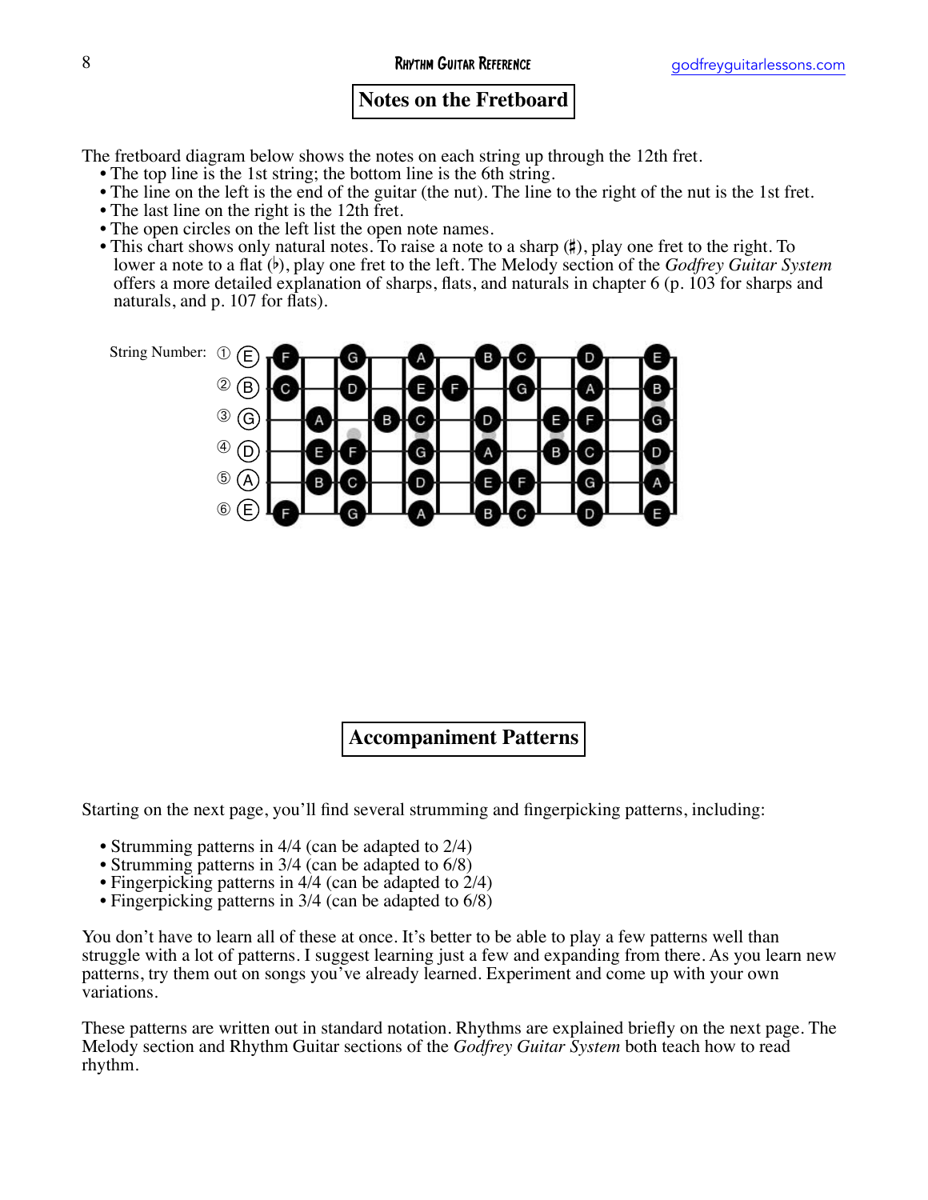# Notes on the Fretboard

The fretboard diagram below shows the notes on each string up through the 12th fret.

- The top line is the 1st string; the bottom line is the 6th string.
- The line on the left is the end of the guitar (the nut). The line to the right of the nut is the 1st fret.
- The last line on the right is the 12th fret.
- The open circles on the left list the open note names.
- This chart shows only natural notes. To raise a note to a sharp (♯), play one fret to the right. To lower a note to a flat (♭), play one fret to the left. The Melody section of the *Godfrey Guitar System* offers a more detailed explanation of sharps, flats, and naturals in chapter 6 (p. 103 for sharps and naturals, and p. 107 for flats).

| String Number | Open | 1 | 2 | 3 | 4 | 5 | 6 | 7 | 8 | 9 | 10 | 11 | 12 |
|---|---|---|---|---|---|---|---|---|---|---|---|---|---|
| ① | E | F | | G | | A | | B | C | | D | | E |
| ② | B | C | | D | | E | F | | G | | A | | B |
| ③ | G | | A | | B | C | | D | | E | F | | G |
| ④ | D | | E | F | | G | | A | | B | C | | D |
| ⑤ | A | | B | C | | D | | E | F | | G | | A |
| ⑥ | E | F | | G | | A | | B | C | | D | | E |

# Accompaniment Patterns

Starting on the next page, you'll find several strumming and fingerpicking patterns, including:

- Strumming patterns in 4/4 (can be adapted to 2/4)
- Strumming patterns in 3/4 (can be adapted to 6/8)
- Fingerpicking patterns in 4/4 (can be adapted to 2/4)
- Fingerpicking patterns in 3/4 (can be adapted to 6/8)

You don't have to learn all of these at once. It's better to be able to play a few patterns well than struggle with a lot of patterns. I suggest learning just a few and expanding from there. As you learn new patterns, try them out on songs you've already learned. Experiment and come up with your own variations.

These patterns are written out in standard notation. Rhythms are explained briefly on the next page. The Melody section and Rhythm Guitar sections of the *Godfrey Guitar System* both teach how to read rhythm.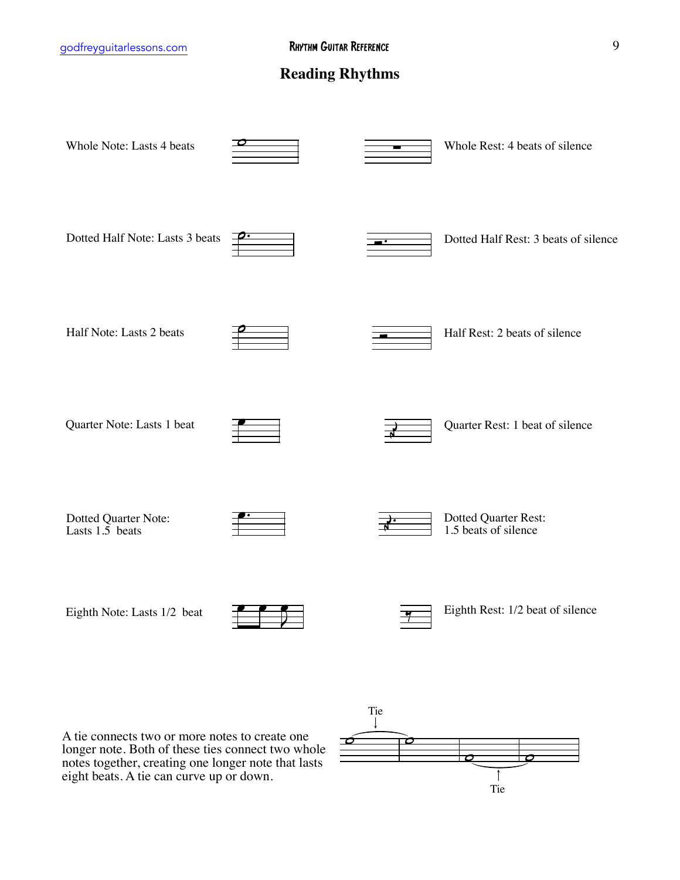# Reading Rhythms

Whole Note: Lasts 4 beats

Whole Rest: 4 beats of silence

Dotted Half Note: Lasts 3 beats

Dotted Half Rest: 3 beats of silence

Half Note: Lasts 2 beats

Half Rest: 2 beats of silence

Quarter Note: Lasts 1 beat

Quarter Rest: 1 beat of silence

Dotted Quarter Note:
Lasts 1.5 beats

Dotted Quarter Rest:
1.5 beats of silence

Eighth Note: Lasts 1/2 beat

Eighth Rest: 1/2 beat of silence

A tie connects two or more notes to create one longer note. Both of these ties connect two whole notes together, creating one longer note that lasts eight beats. A tie can curve up or down.

Tie

Tie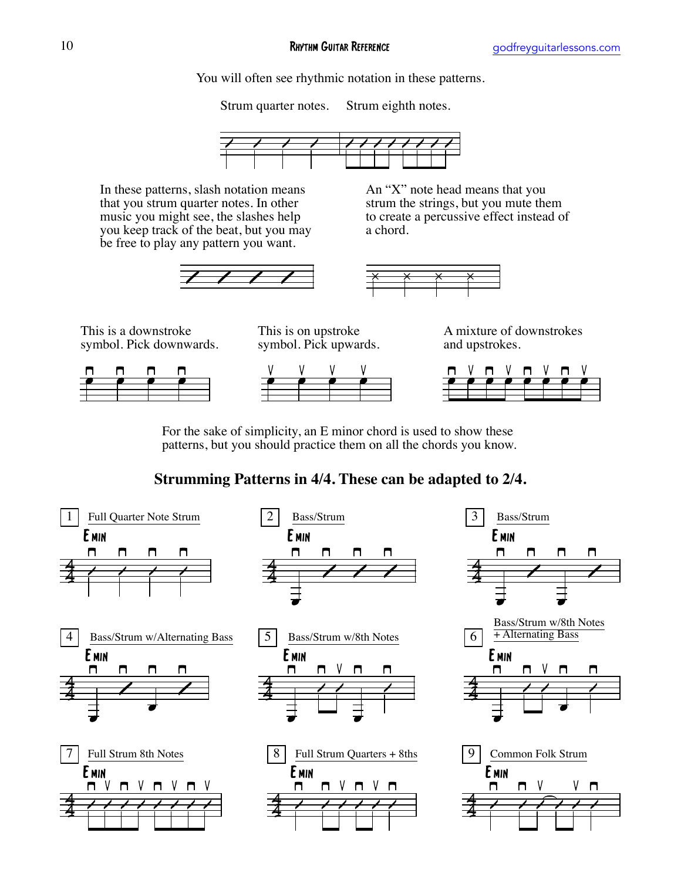You will often see rhythmic notation in these patterns.

Strum quarter notes. Strum eighth notes.

In these patterns, slash notation means that you strum quarter notes. In other music you might see, the slashes help you keep track of the beat, but you may be free to play any pattern you want.

An "X" note head means that you strum the strings, but you mute them to create a percussive effect instead of a chord.

This is a downstroke symbol. Pick downwards.

This is on upstroke symbol. Pick upwards.

A mixture of downstrokes and upstrokes.

For the sake of simplicity, an E minor chord is used to show these patterns, but you should practice them on all the chords you know.

## Strumming Patterns in 4/4. These can be adapted to 2/4.

1 Full Quarter Note Strum

E MIN

2 Bass/Strum

E MIN

3 Bass/Strum

E MIN

4 Bass/Strum w/Alternating Bass

E MIN

5 Bass/Strum w/8th Notes

E MIN

6 Bass/Strum w/8th Notes + Alternating Bass

E MIN

7 Full Strum 8th Notes

E MIN

8 Full Strum Quarters + 8ths

E MIN

9 Common Folk Strum

E MIN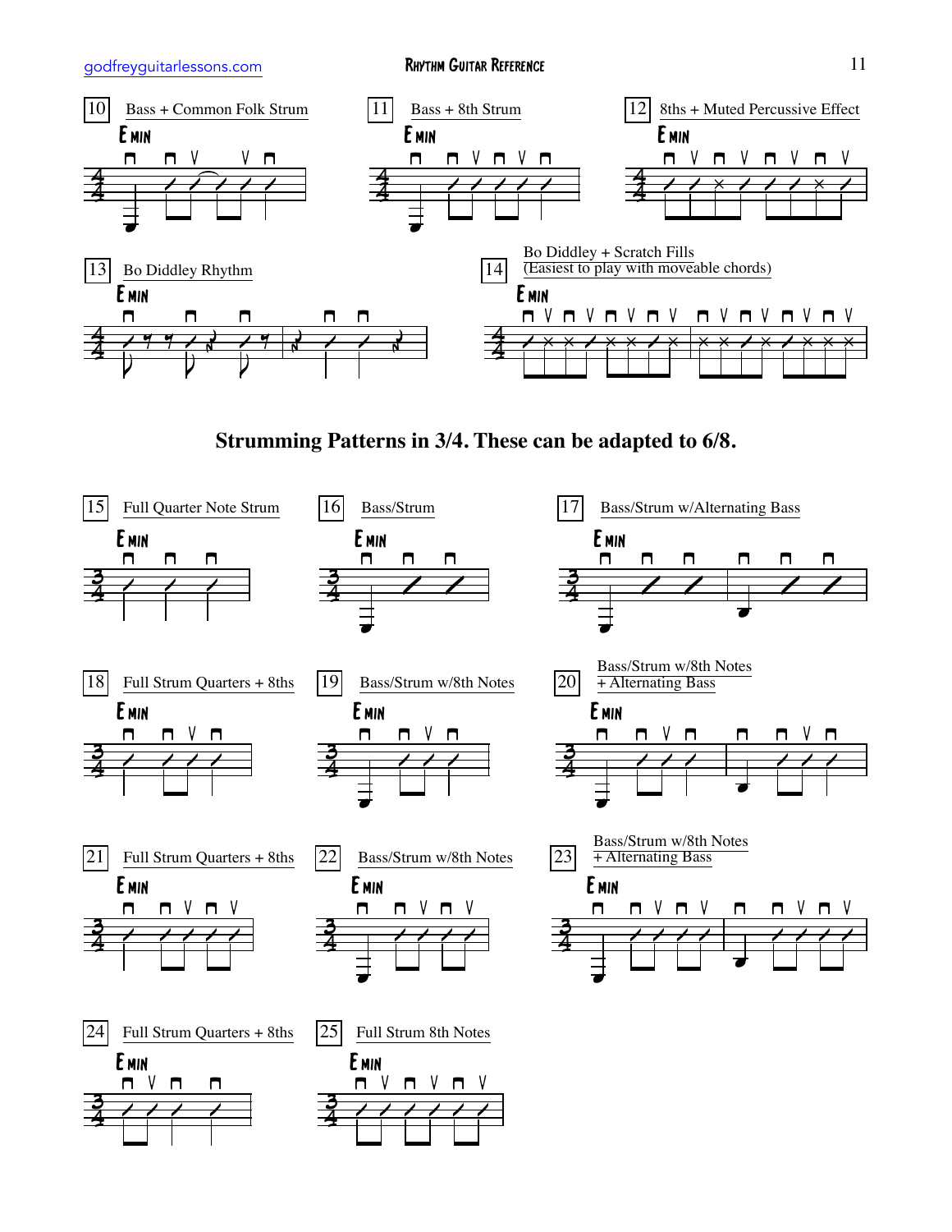10 Bass + Common Folk Strum

E MIN

11 Bass + 8th Strum

E MIN

12 8ths + Muted Percussive Effect

E MIN

13 Bo Diddley Rhythm

E MIN

14 Bo Diddley + Scratch Fills
(Easiest to play with moveable chords)

E MIN

**Strumming Patterns in 3/4. These can be adapted to 6/8.**

15 Full Quarter Note Strum

E MIN

16 Bass/Strum

E MIN

17 Bass/Strum w/Alternating Bass

E MIN

18 Full Strum Quarters + 8ths

E MIN

19 Bass/Strum w/8th Notes

E MIN

20 Bass/Strum w/8th Notes + Alternating Bass

E MIN

21 Full Strum Quarters + 8ths

E MIN

22 Bass/Strum w/8th Notes

E MIN

23 Bass/Strum w/8th Notes + Alternating Bass

E MIN

24 Full Strum Quarters + 8ths

E MIN

25 Full Strum 8th Notes

E MIN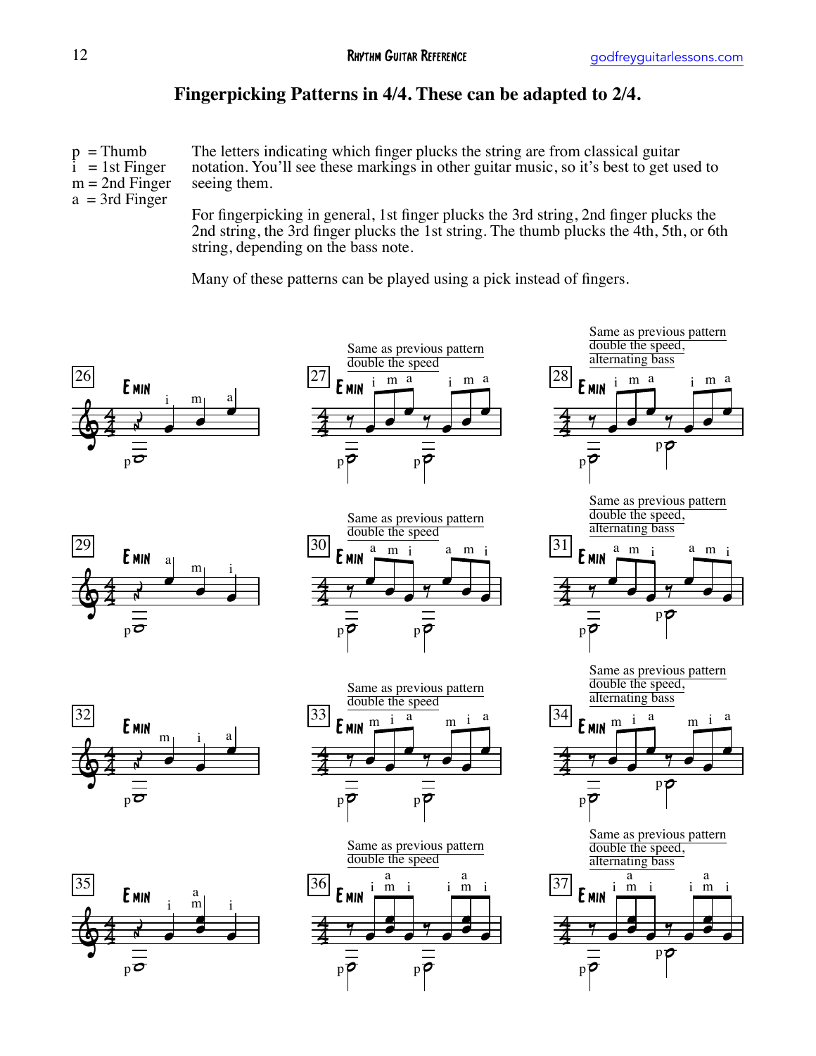## Fingerpicking Patterns in 4/4. These can be adapted to 2/4.

p = Thumb
i = 1st Finger
m = 2nd Finger
a = 3rd Finger

The letters indicating which finger plucks the string are from classical guitar notation. You'll see these markings in other guitar music, so it's best to get used to seeing them.

For fingerpicking in general, 1st finger plucks the 3rd string, 2nd finger plucks the 2nd string, the 3rd finger plucks the 1st string. The thumb plucks the 4th, 5th, or 6th string, depending on the bass note.

Many of these patterns can be played using a pick instead of fingers.

26 — E MIN — p, i, m, a

27 — Same as previous pattern double the speed — E MIN — p, i, m, a, p, i, m, a

28 — Same as previous pattern double the speed, alternating bass — E MIN — p, i, m, a, p, i, m, a

29 — E MIN — p, a, m, i

30 — Same as previous pattern double the speed — E MIN — p, a, m, i, p, a, m, i

31 — Same as previous pattern double the speed, alternating bass — E MIN — p, a, m, i, p, a, m, i

32 — E MIN — p, m, i, a

33 — Same as previous pattern double the speed — E MIN — p, m, i, a, p, m, i, a

34 — Same as previous pattern double the speed, alternating bass — E MIN — p, m, i, a, p, m, i, a

35 — E MIN — p, i, m/a, i

36 — Same as previous pattern double the speed — E MIN — p, i, m/a, i, p, i, m/a, i

37 — Same as previous pattern double the speed, alternating bass — E MIN — p, i, m/a, i, p, i, m/a, i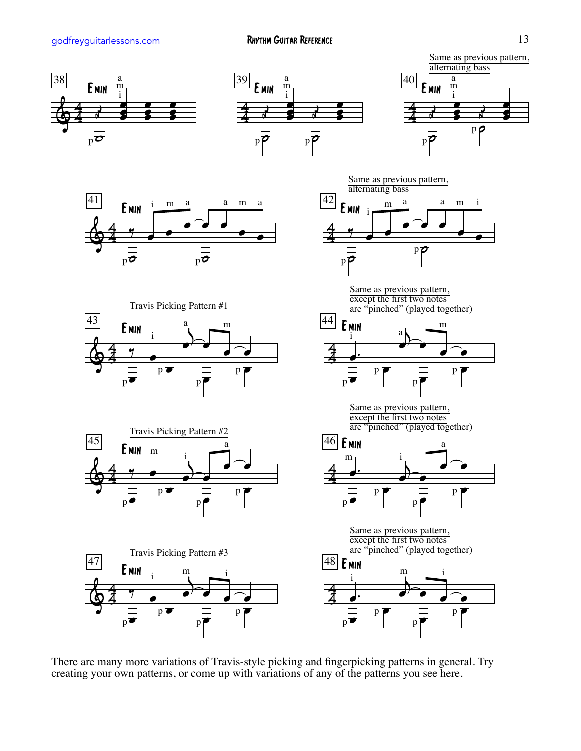Same as previous pattern, alternating bass

38 E MIN

39 E MIN

40 E MIN

41 E MIN

Same as previous pattern, alternating bass

42 E MIN

Travis Picking Pattern #1

43 E MIN

Same as previous pattern, except the first two notes are "pinched" (played together)

44 E MIN

Travis Picking Pattern #2

45 E MIN

Same as previous pattern, except the first two notes are "pinched" (played together)

46 E MIN

Travis Picking Pattern #3

47 E MIN

Same as previous pattern, except the first two notes are "pinched" (played together)

48 E MIN

There are many more variations of Travis-style picking and fingerpicking patterns in general. Try creating your own patterns, or come up with variations of any of the patterns you see here.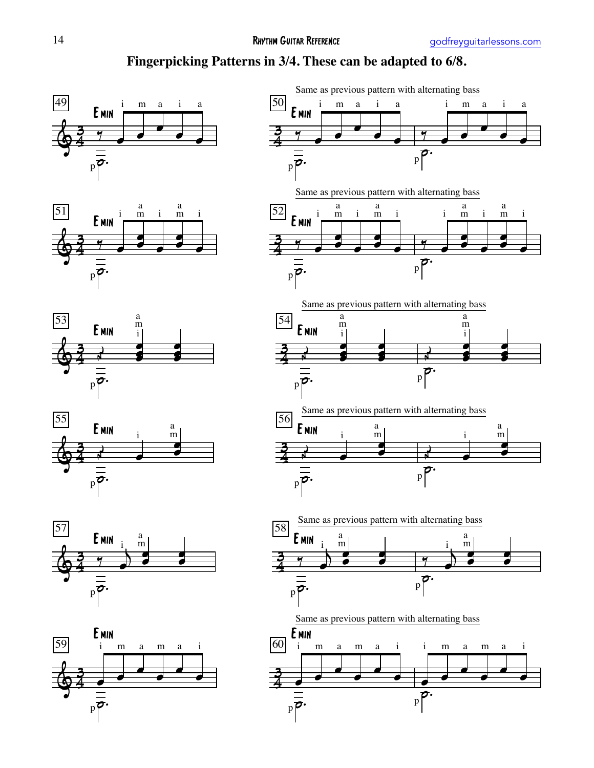## Fingerpicking Patterns in 3/4. These can be adapted to 6/8.

49

50 — Same as previous pattern with alternating bass

51

52 — Same as previous pattern with alternating bass

53

54 — Same as previous pattern with alternating bass

55

56 — Same as previous pattern with alternating bass

57

58 — Same as previous pattern with alternating bass

59

60 — Same as previous pattern with alternating bass